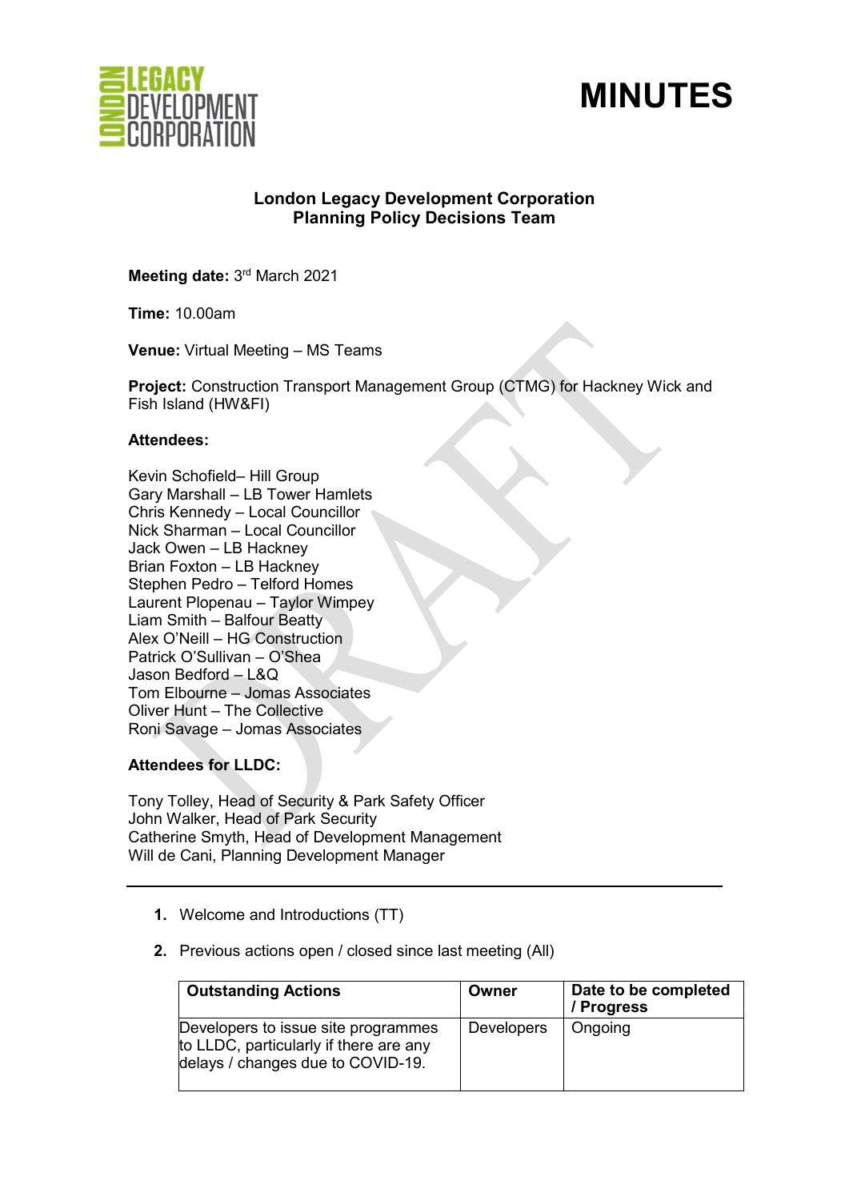# MINUTES

## London Legacy Development Corporation
## Planning Policy Decisions Team

**Meeting date:** 3rd March 2021

**Time:** 10.00am

**Venue:** Virtual Meeting – MS Teams

**Project:** Construction Transport Management Group (CTMG) for Hackney Wick and Fish Island (HW&FI)

**Attendees:**

Kevin Schofield– Hill Group
Gary Marshall – LB Tower Hamlets
Chris Kennedy – Local Councillor
Nick Sharman – Local Councillor
Jack Owen – LB Hackney
Brian Foxton – LB Hackney
Stephen Pedro – Telford Homes
Laurent Plopenau – Taylor Wimpey
Liam Smith – Balfour Beatty
Alex O'Neill – HG Construction
Patrick O'Sullivan – O'Shea
Jason Bedford – L&Q
Tom Elbourne – Jomas Associates
Oliver Hunt – The Collective
Roni Savage – Jomas Associates

**Attendees for LLDC:**

Tony Tolley, Head of Security & Park Safety Officer
John Walker, Head of Park Security
Catherine Smyth, Head of Development Management
Will de Cani, Planning Development Manager

---

1. Welcome and Introductions (TT)
2. Previous actions open / closed since last meeting (All)

| Outstanding Actions | Owner | Date to be completed / Progress |
| --- | --- | --- |
| Developers to issue site programmes to LLDC, particularly if there are any delays / changes due to COVID-19. | Developers | Ongoing |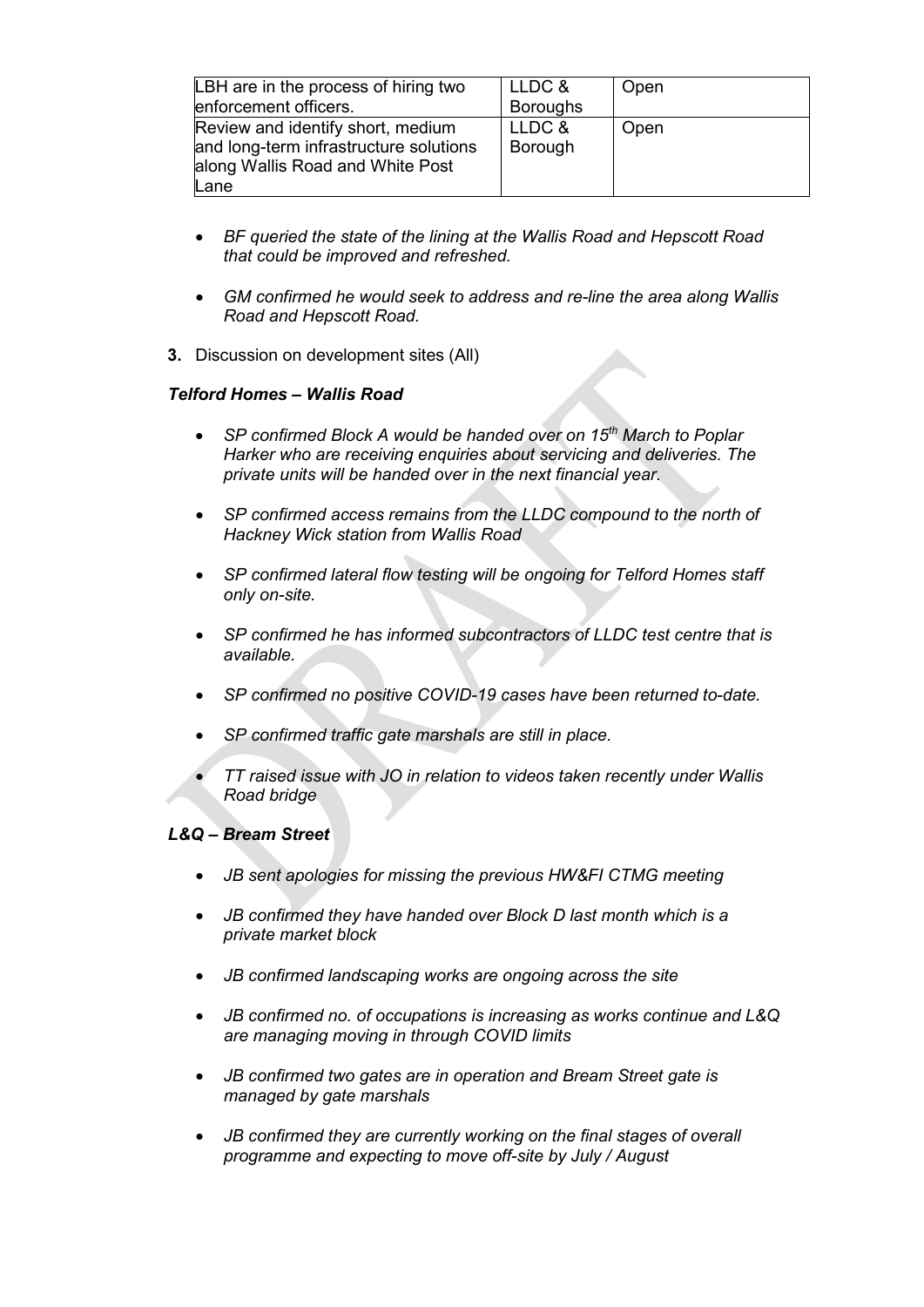| LBH are in the process of hiring two enforcement officers. | LLDC & Boroughs | Open |
|---|---|---|
| Review and identify short, medium and long-term infrastructure solutions along Wallis Road and White Post Lane | LLDC & Borough | Open |

- *BF queried the state of the lining at the Wallis Road and Hepscott Road that could be improved and refreshed.*
- *GM confirmed he would seek to address and re-line the area along Wallis Road and Hepscott Road.*

**3.** Discussion on development sites (All)

***Telford Homes – Wallis Road***

- *SP confirmed Block A would be handed over on 15th March to Poplar Harker who are receiving enquiries about servicing and deliveries. The private units will be handed over in the next financial year.*
- *SP confirmed access remains from the LLDC compound to the north of Hackney Wick station from Wallis Road*
- *SP confirmed lateral flow testing will be ongoing for Telford Homes staff only on-site.*
- *SP confirmed he has informed subcontractors of LLDC test centre that is available.*
- *SP confirmed no positive COVID-19 cases have been returned to-date.*
- *SP confirmed traffic gate marshals are still in place.*
- *TT raised issue with JO in relation to videos taken recently under Wallis Road bridge*

***L&Q – Bream Street***

- *JB sent apologies for missing the previous HW&FI CTMG meeting*
- *JB confirmed they have handed over Block D last month which is a private market block*
- *JB confirmed landscaping works are ongoing across the site*
- *JB confirmed no. of occupations is increasing as works continue and L&Q are managing moving in through COVID limits*
- *JB confirmed two gates are in operation and Bream Street gate is managed by gate marshals*
- *JB confirmed they are currently working on the final stages of overall programme and expecting to move off-site by July / August*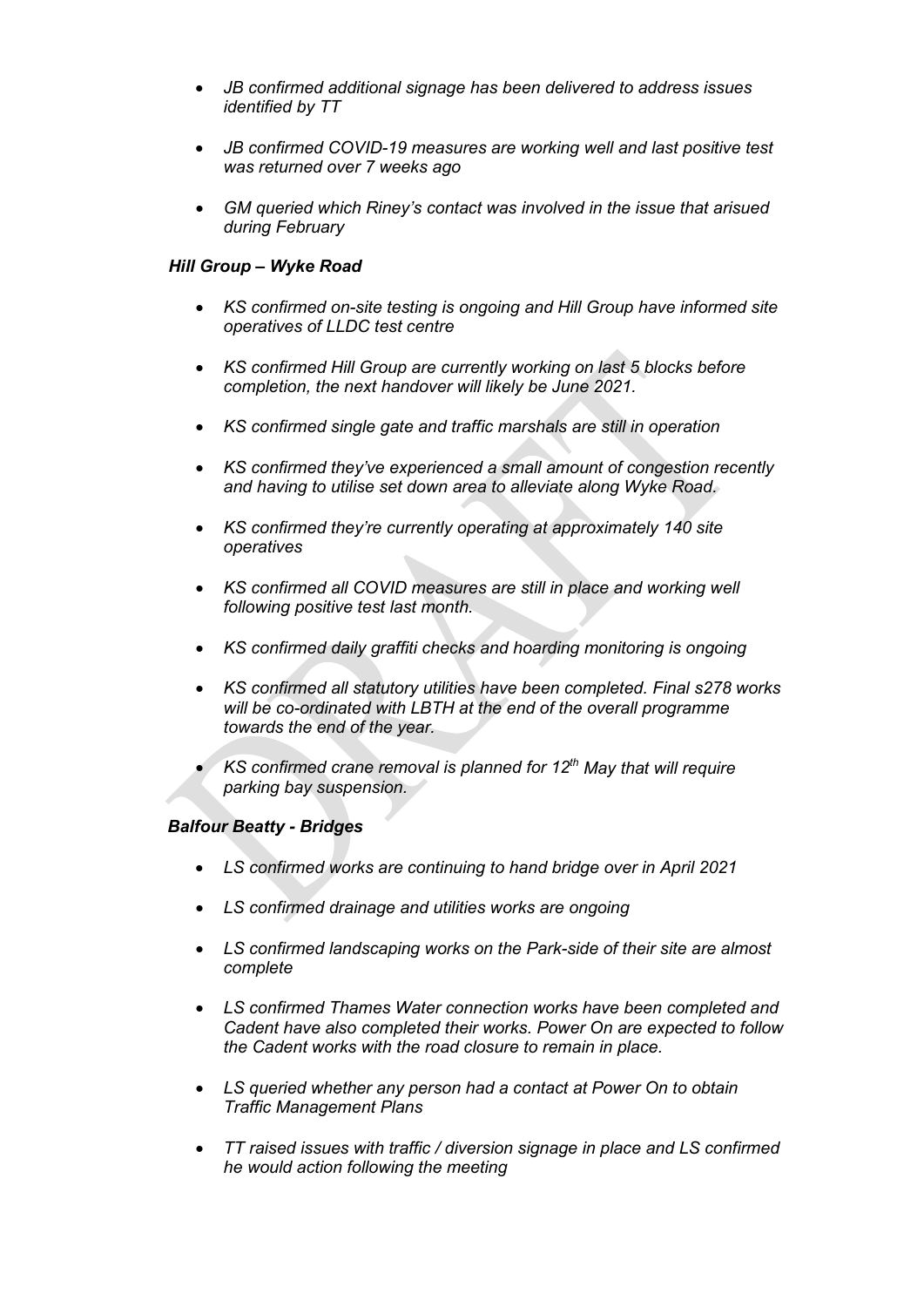- *JB confirmed additional signage has been delivered to address issues identified by TT*

- *JB confirmed COVID-19 measures are working well and last positive test was returned over 7 weeks ago*

- *GM queried which Riney's contact was involved in the issue that arisued during February*

### *Hill Group – Wyke Road*

- *KS confirmed on-site testing is ongoing and Hill Group have informed site operatives of LLDC test centre*

- *KS confirmed Hill Group are currently working on last 5 blocks before completion, the next handover will likely be June 2021.*

- *KS confirmed single gate and traffic marshals are still in operation*

- *KS confirmed they've experienced a small amount of congestion recently and having to utilise set down area to alleviate along Wyke Road.*

- *KS confirmed they're currently operating at approximately 140 site operatives*

- *KS confirmed all COVID measures are still in place and working well following positive test last month.*

- *KS confirmed daily graffiti checks and hoarding monitoring is ongoing*

- *KS confirmed all statutory utilities have been completed. Final s278 works will be co-ordinated with LBTH at the end of the overall programme towards the end of the year.*

- *KS confirmed crane removal is planned for 12th May that will require parking bay suspension.*

### *Balfour Beatty - Bridges*

- *LS confirmed works are continuing to hand bridge over in April 2021*

- *LS confirmed drainage and utilities works are ongoing*

- *LS confirmed landscaping works on the Park-side of their site are almost complete*

- *LS confirmed Thames Water connection works have been completed and Cadent have also completed their works. Power On are expected to follow the Cadent works with the road closure to remain in place.*

- *LS queried whether any person had a contact at Power On to obtain Traffic Management Plans*

- *TT raised issues with traffic / diversion signage in place and LS confirmed he would action following the meeting*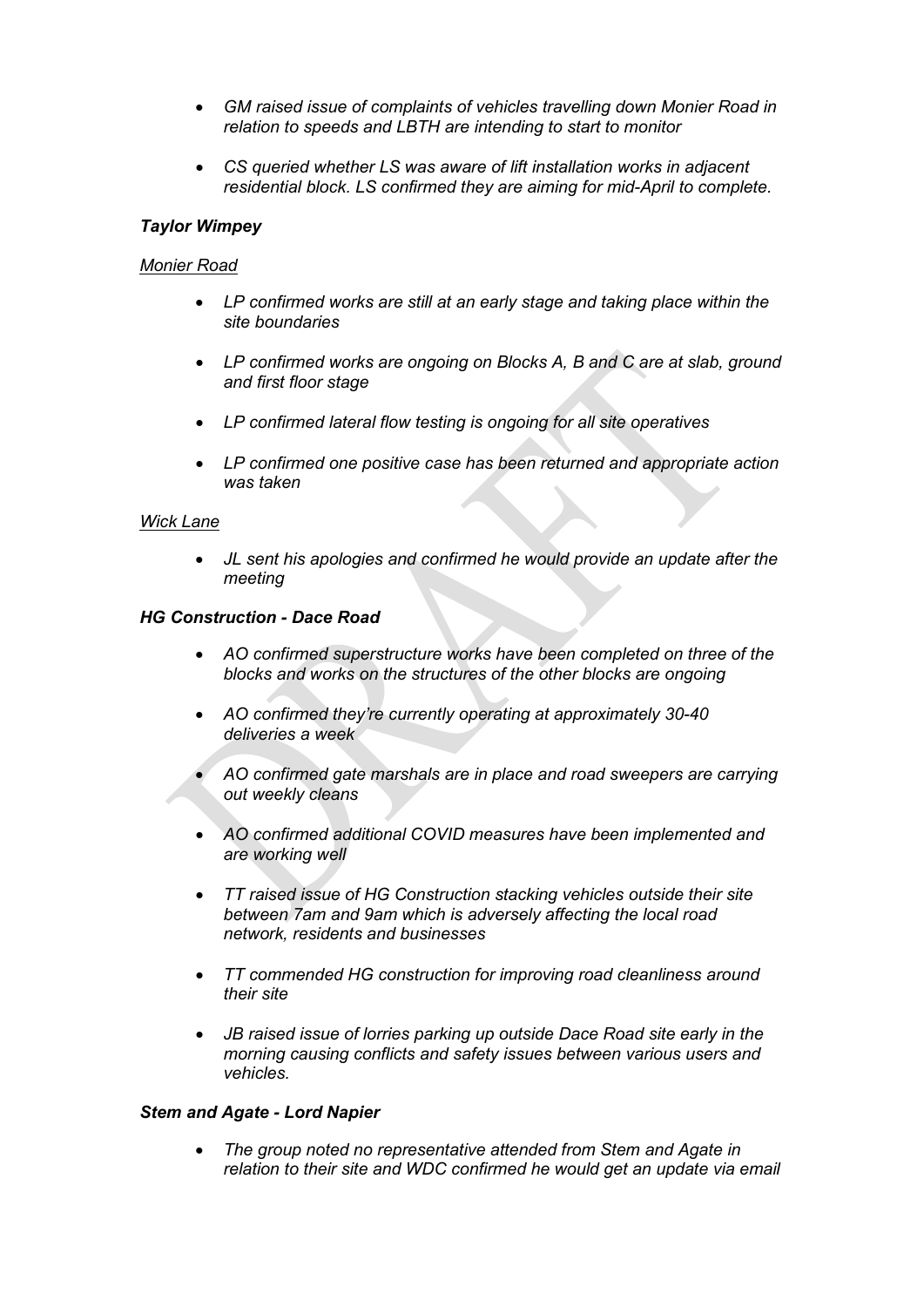- *GM raised issue of complaints of vehicles travelling down Monier Road in relation to speeds and LBTH are intending to start to monitor*

- *CS queried whether LS was aware of lift installation works in adjacent residential block. LS confirmed they are aiming for mid-April to complete.*

### *Taylor Wimpey*

*Monier Road*

- *LP confirmed works are still at an early stage and taking place within the site boundaries*

- *LP confirmed works are ongoing on Blocks A, B and C are at slab, ground and first floor stage*

- *LP confirmed lateral flow testing is ongoing for all site operatives*

- *LP confirmed one positive case has been returned and appropriate action was taken*

*Wick Lane*

- *JL sent his apologies and confirmed he would provide an update after the meeting*

### *HG Construction - Dace Road*

- *AO confirmed superstructure works have been completed on three of the blocks and works on the structures of the other blocks are ongoing*

- *AO confirmed they're currently operating at approximately 30-40 deliveries a week*

- *AO confirmed gate marshals are in place and road sweepers are carrying out weekly cleans*

- *AO confirmed additional COVID measures have been implemented and are working well*

- *TT raised issue of HG Construction stacking vehicles outside their site between 7am and 9am which is adversely affecting the local road network, residents and businesses*

- *TT commended HG construction for improving road cleanliness around their site*

- *JB raised issue of lorries parking up outside Dace Road site early in the morning causing conflicts and safety issues between various users and vehicles.*

### *Stem and Agate - Lord Napier*

- *The group noted no representative attended from Stem and Agate in relation to their site and WDC confirmed he would get an update via email*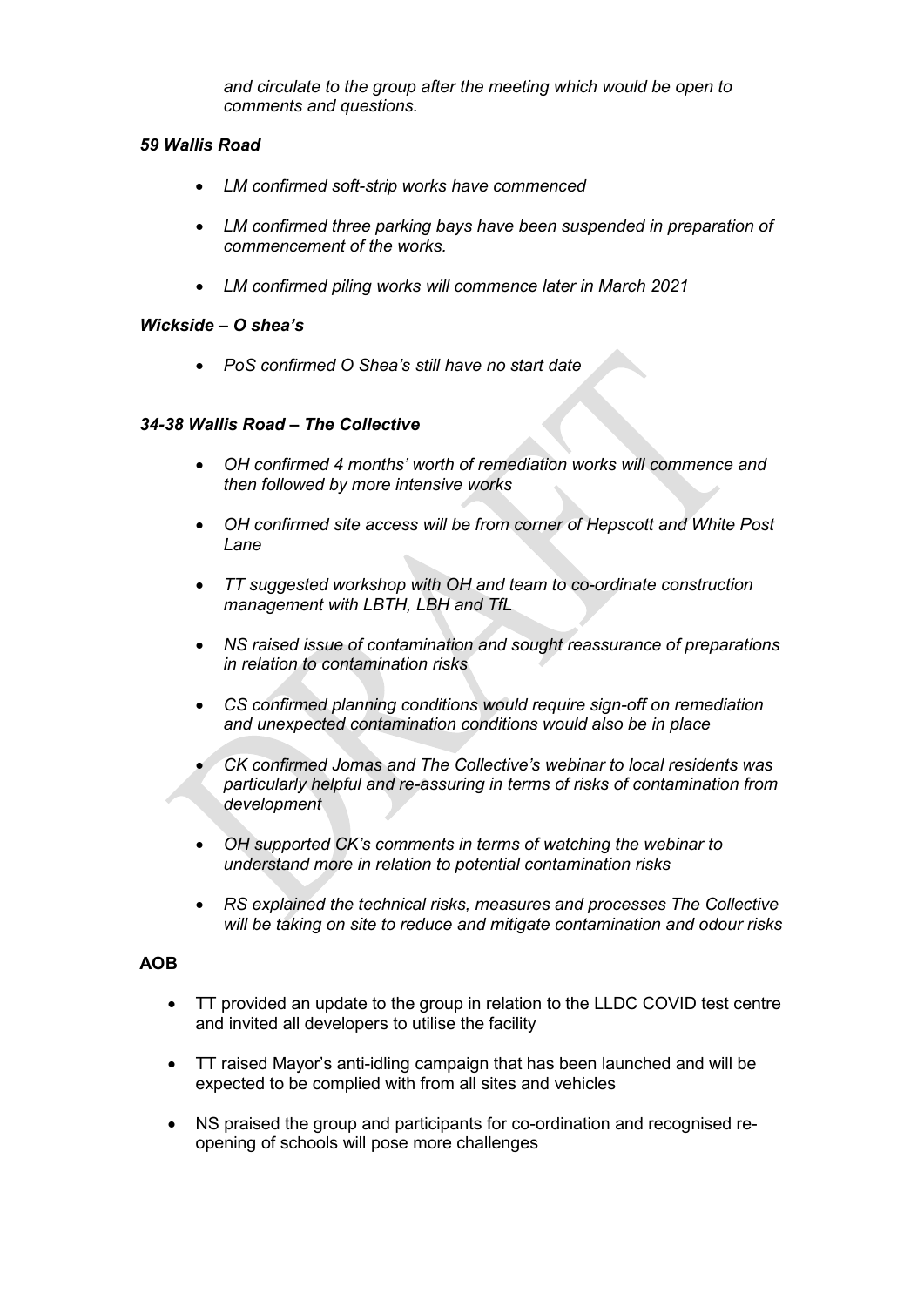*and circulate to the group after the meeting which would be open to comments and questions.*

***59 Wallis Road***

- *LM confirmed soft-strip works have commenced*
- *LM confirmed three parking bays have been suspended in preparation of commencement of the works.*
- *LM confirmed piling works will commence later in March 2021*

***Wickside – O shea's***

- *PoS confirmed O Shea's still have no start date*

***34-38 Wallis Road – The Collective***

- *OH confirmed 4 months' worth of remediation works will commence and then followed by more intensive works*
- *OH confirmed site access will be from corner of Hepscott and White Post Lane*
- *TT suggested workshop with OH and team to co-ordinate construction management with LBTH, LBH and TfL*
- *NS raised issue of contamination and sought reassurance of preparations in relation to contamination risks*
- *CS confirmed planning conditions would require sign-off on remediation and unexpected contamination conditions would also be in place*
- *CK confirmed Jomas and The Collective's webinar to local residents was particularly helpful and re-assuring in terms of risks of contamination from development*
- *OH supported CK's comments in terms of watching the webinar to understand more in relation to potential contamination risks*
- *RS explained the technical risks, measures and processes The Collective will be taking on site to reduce and mitigate contamination and odour risks*

**AOB**

- TT provided an update to the group in relation to the LLDC COVID test centre and invited all developers to utilise the facility
- TT raised Mayor's anti-idling campaign that has been launched and will be expected to be complied with from all sites and vehicles
- NS praised the group and participants for co-ordination and recognised re-opening of schools will pose more challenges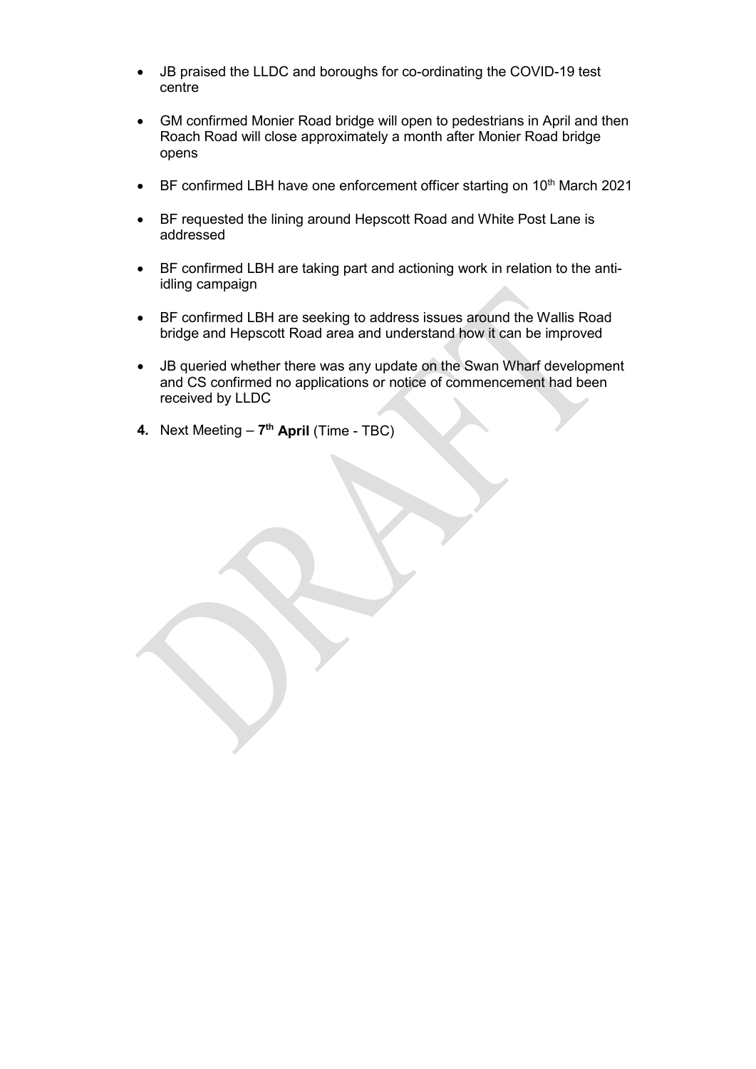- JB praised the LLDC and boroughs for co-ordinating the COVID-19 test centre

- GM confirmed Monier Road bridge will open to pedestrians in April and then Roach Road will close approximately a month after Monier Road bridge opens

- BF confirmed LBH have one enforcement officer starting on 10th March 2021

- BF requested the lining around Hepscott Road and White Post Lane is addressed

- BF confirmed LBH are taking part and actioning work in relation to the anti-idling campaign

- BF confirmed LBH are seeking to address issues around the Wallis Road bridge and Hepscott Road area and understand how it can be improved

- JB queried whether there was any update on the Swan Wharf development and CS confirmed no applications or notice of commencement had been received by LLDC

**4.** Next Meeting – **7th April** (Time - TBC)